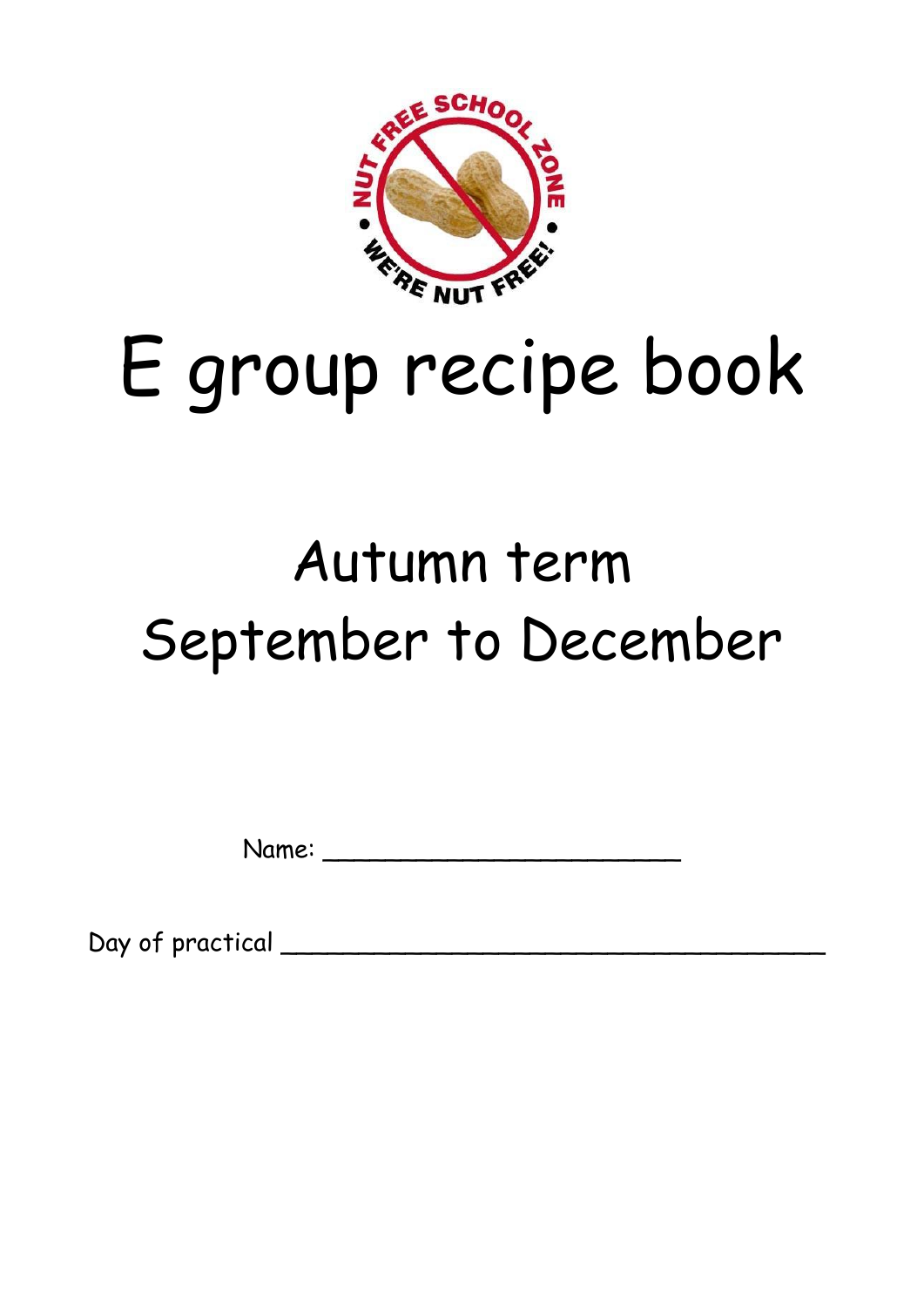# E group recipe book

## Autumn term
## September to December

Name: ______________________

Day of practical ___________________________________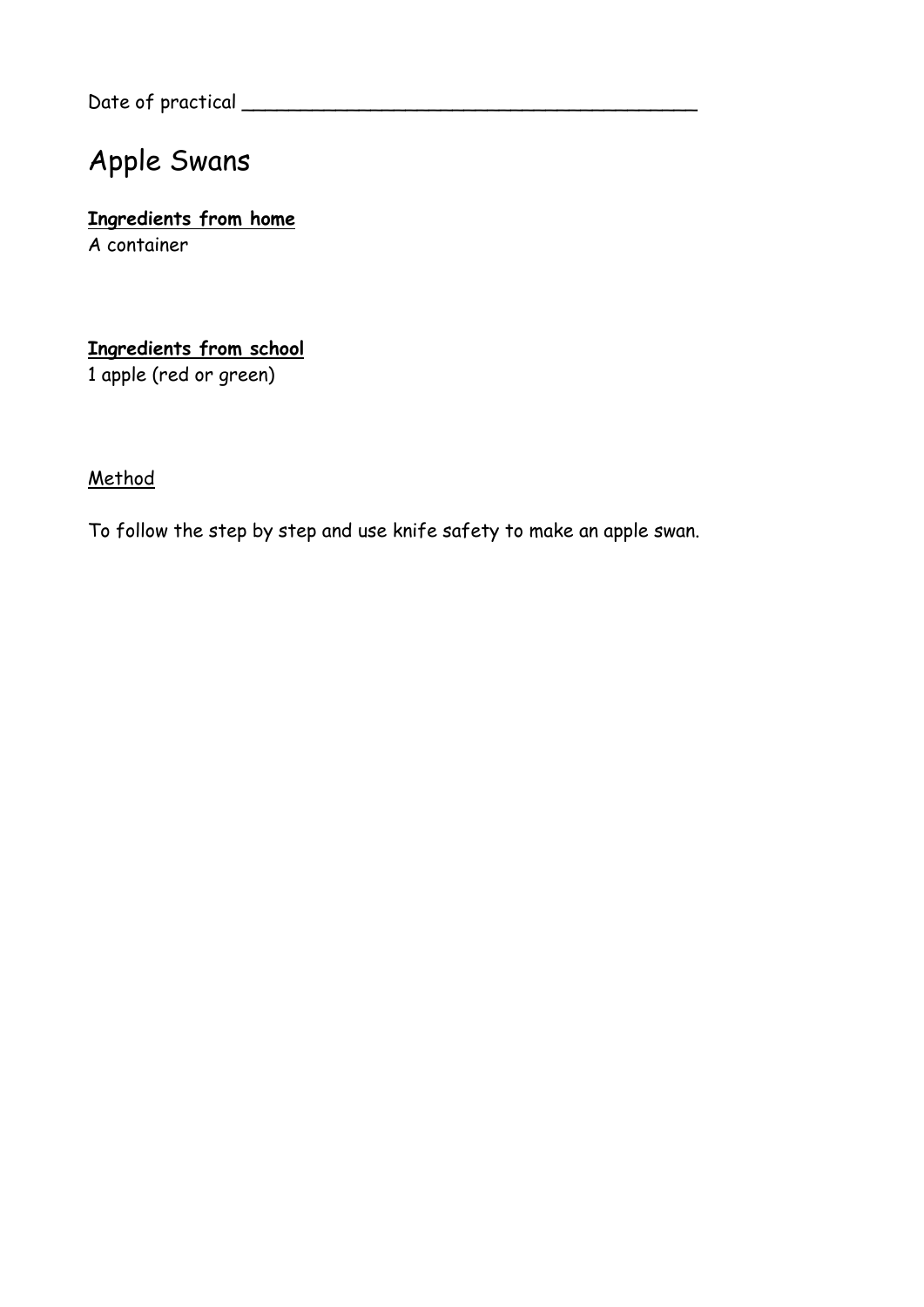Date of practical ________________________________________

# Apple Swans

**Ingredients from home**

A container

**Ingredients from school**

1 apple (red or green)

Method

To follow the step by step and use knife safety to make an apple swan.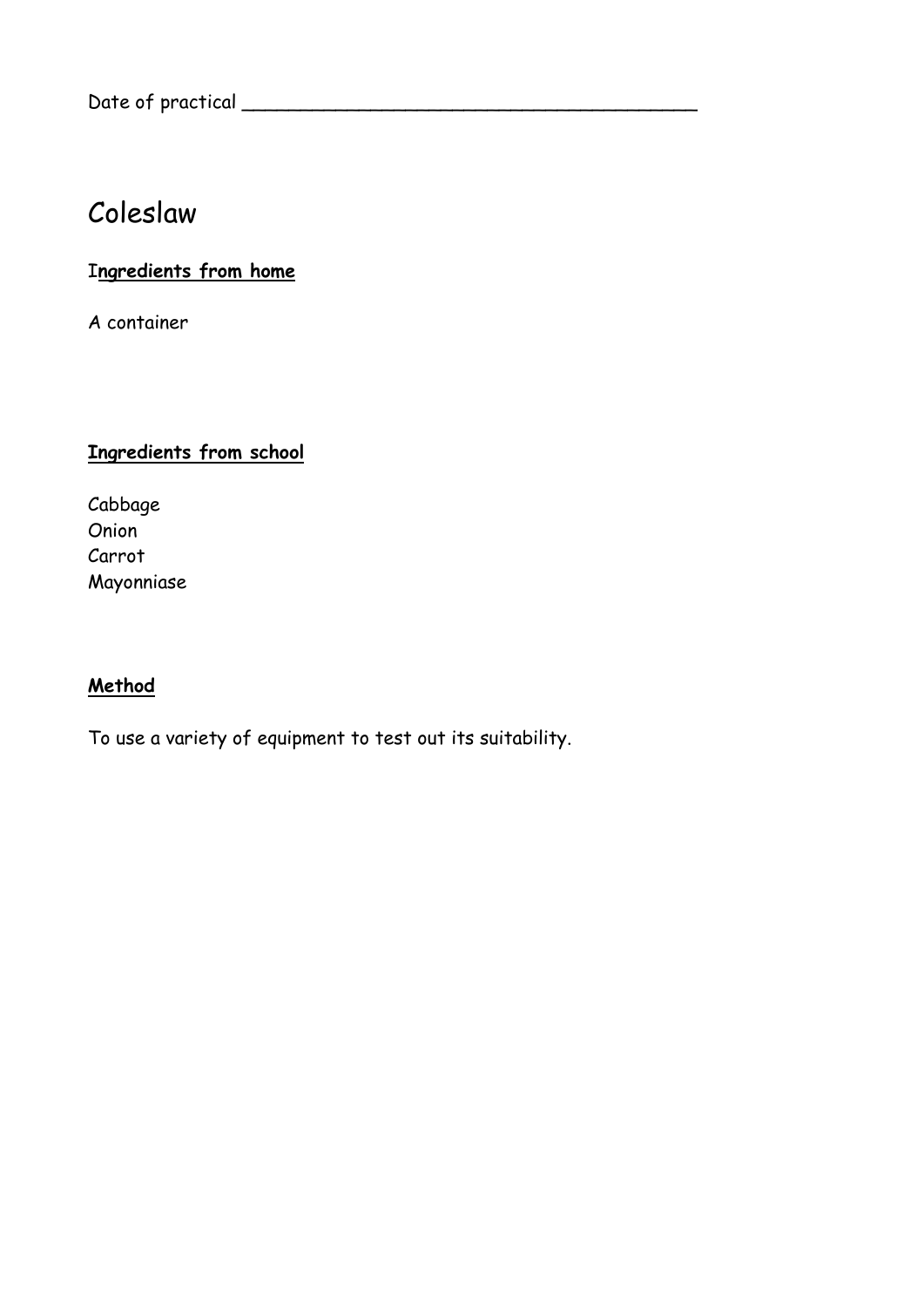Date of practical ________________________________________

# Coleslaw

**Ingredients from home**

A container

**Ingredients from school**

Cabbage
Onion
Carrot
Mayonniase

**Method**

To use a variety of equipment to test out its suitability.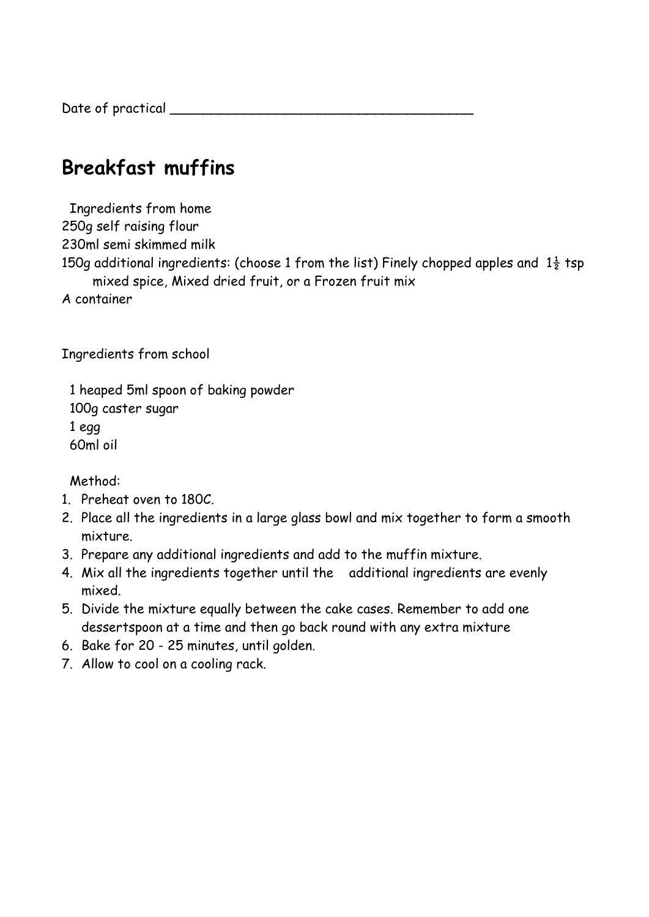Date of practical ______________________________________

# Breakfast muffins

Ingredients from home

250g self raising flour
230ml semi skimmed milk
150g additional ingredients: (choose 1 from the list) Finely chopped apples and 1½ tsp mixed spice, Mixed dried fruit, or a Frozen fruit mix
A container

Ingredients from school

1 heaped 5ml spoon of baking powder
100g caster sugar
1 egg
60ml oil

Method:

1. Preheat oven to 180C.
2. Place all the ingredients in a large glass bowl and mix together to form a smooth mixture.
3. Prepare any additional ingredients and add to the muffin mixture.
4. Mix all the ingredients together until the additional ingredients are evenly mixed.
5. Divide the mixture equally between the cake cases. Remember to add one dessertspoon at a time and then go back round with any extra mixture
6. Bake for 20 - 25 minutes, until golden.
7. Allow to cool on a cooling rack.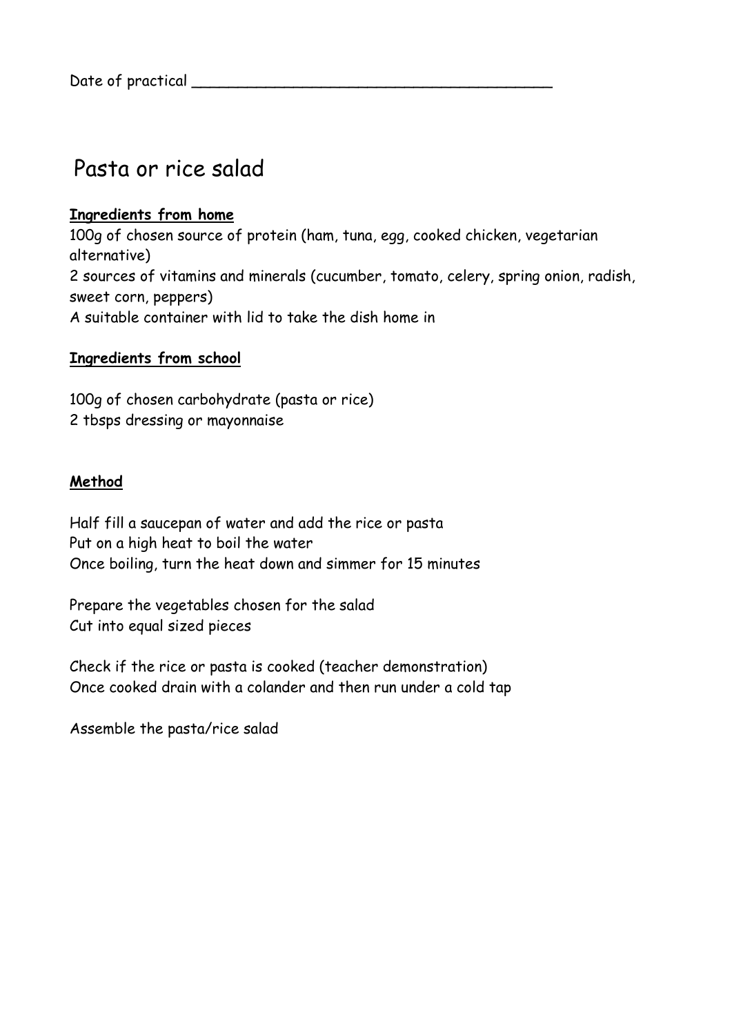Date of practical _______________________________________

# Pasta or rice salad

**Ingredients from home**

100g of chosen source of protein (ham, tuna, egg, cooked chicken, vegetarian alternative)
2 sources of vitamins and minerals (cucumber, tomato, celery, spring onion, radish, sweet corn, peppers)
A suitable container with lid to take the dish home in

**Ingredients from school**

100g of chosen carbohydrate (pasta or rice)
2 tbsps dressing or mayonnaise

**Method**

Half fill a saucepan of water and add the rice or pasta
Put on a high heat to boil the water
Once boiling, turn the heat down and simmer for 15 minutes

Prepare the vegetables chosen for the salad
Cut into equal sized pieces

Check if the rice or pasta is cooked (teacher demonstration)
Once cooked drain with a colander and then run under a cold tap

Assemble the pasta/rice salad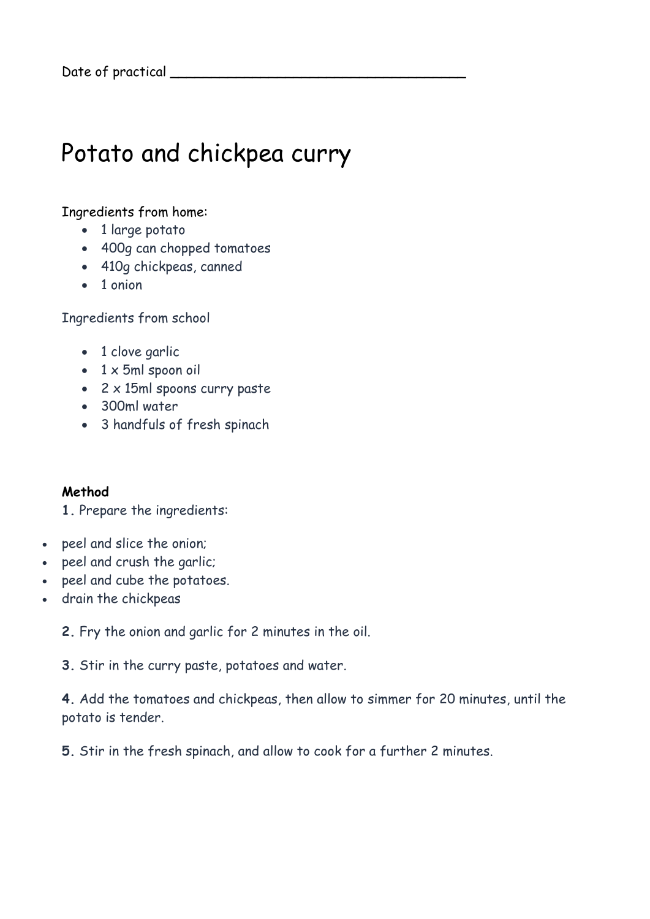Date of practical ___________________________________

# Potato and chickpea curry

Ingredients from home:

- 1 large potato
- 400g can chopped tomatoes
- 410g chickpeas, canned
- 1 onion

Ingredients from school

- 1 clove garlic
- 1 x 5ml spoon oil
- 2 x 15ml spoons curry paste
- 300ml water
- 3 handfuls of fresh spinach

**Method**

**1.** Prepare the ingredients:

- peel and slice the onion;
- peel and crush the garlic;
- peel and cube the potatoes.
- drain the chickpeas

**2.** Fry the onion and garlic for 2 minutes in the oil.

**3.** Stir in the curry paste, potatoes and water.

**4.** Add the tomatoes and chickpeas, then allow to simmer for 20 minutes, until the potato is tender.

**5.** Stir in the fresh spinach, and allow to cook for a further 2 minutes.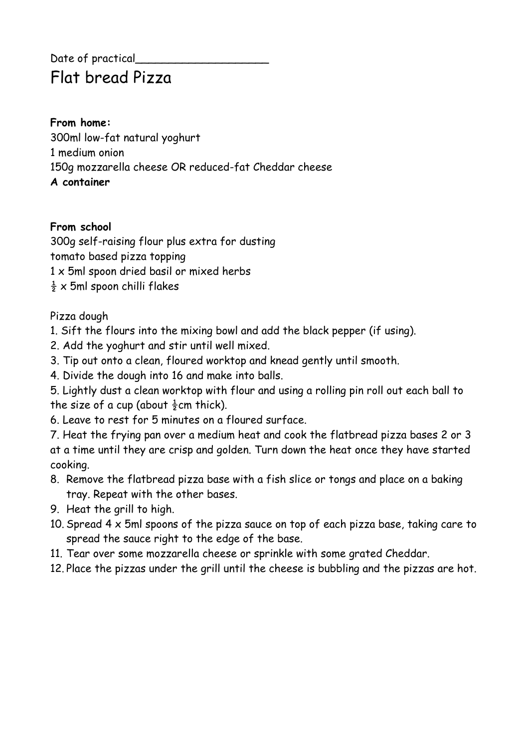Date of practical____________________

# Flat bread Pizza

**From home:**
300ml low-fat natural yoghurt
1 medium onion
150g mozzarella cheese OR reduced-fat Cheddar cheese
**A container**

**From school**
300g self-raising flour plus extra for dusting
tomato based pizza topping
1 x 5ml spoon dried basil or mixed herbs
½ x 5ml spoon chilli flakes

Pizza dough

1. Sift the flours into the mixing bowl and add the black pepper (if using).
2. Add the yoghurt and stir until well mixed.
3. Tip out onto a clean, floured worktop and knead gently until smooth.
4. Divide the dough into 16 and make into balls.
5. Lightly dust a clean worktop with flour and using a rolling pin roll out each ball to the size of a cup (about ½cm thick).
6. Leave to rest for 5 minutes on a floured surface.
7. Heat the frying pan over a medium heat and cook the flatbread pizza bases 2 or 3 at a time until they are crisp and golden. Turn down the heat once they have started cooking.
8. Remove the flatbread pizza base with a fish slice or tongs and place on a baking tray. Repeat with the other bases.
9. Heat the grill to high.
10. Spread 4 x 5ml spoons of the pizza sauce on top of each pizza base, taking care to spread the sauce right to the edge of the base.
11. Tear over some mozzarella cheese or sprinkle with some grated Cheddar.
12. Place the pizzas under the grill until the cheese is bubbling and the pizzas are hot.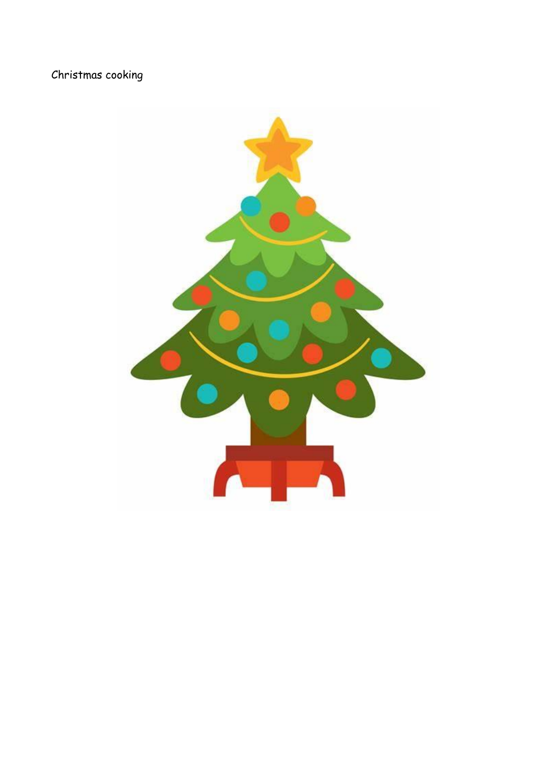Christmas cooking